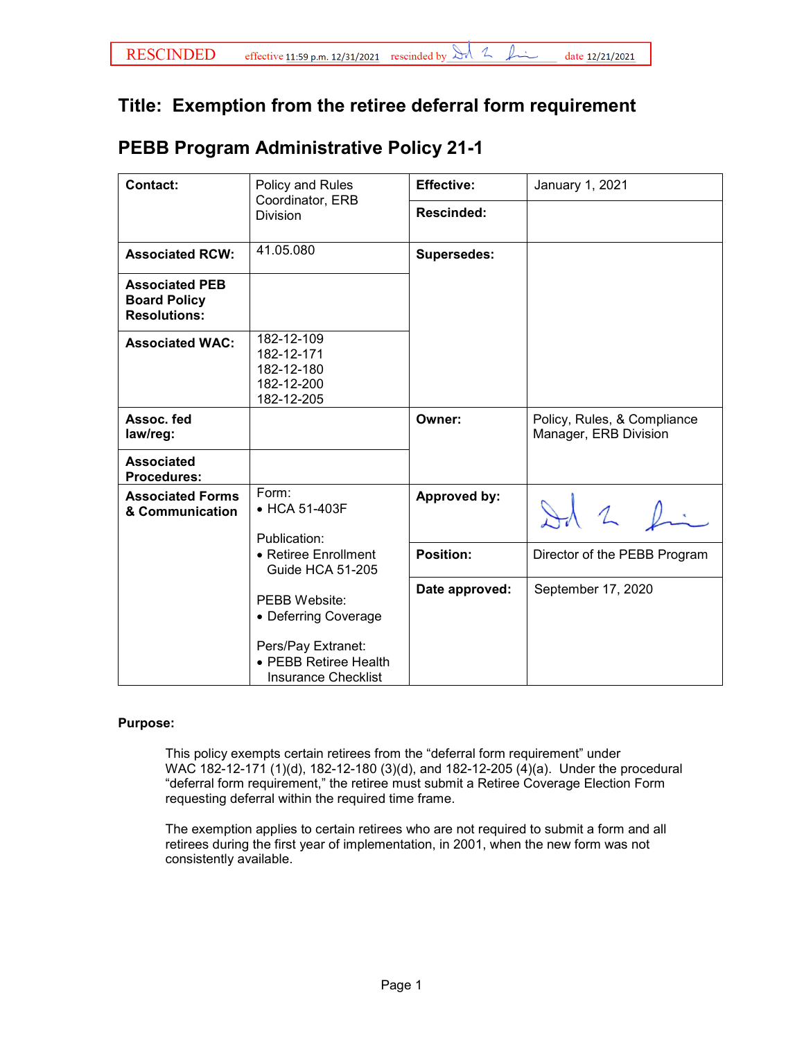RESCINDED effective 11:59 p.m. 12/31/2021 rescinded by [signature] date 12/21/2021

# Title: Exemption from the retiree deferral form requirement

## PEBB Program Administrative Policy 21-1

| Contact: | Policy and Rules Coordinator, ERB Division | Effective: | January 1, 2021 |
|---|---|---|---|
| | | Rescinded: | |
| Associated RCW: | 41.05.080 | Supersedes: | |
| Associated PEB Board Policy Resolutions: | | | |
| Associated WAC: | 182-12-109<br>182-12-171<br>182-12-180<br>182-12-200<br>182-12-205 | | |
| Assoc. fed law/reg: | | Owner: | Policy, Rules, & Compliance Manager, ERB Division |
| Associated Procedures: | | | |
| Associated Forms & Communication | Form:<br>• HCA 51-403F<br><br>Publication:<br>• Retiree Enrollment Guide HCA 51-205<br><br>PEBB Website:<br>• Deferring Coverage<br><br>Pers/Pay Extranet:<br>• PEBB Retiree Health Insurance Checklist | Approved by: | [signature] |
| | | Position: | Director of the PEBB Program |
| | | Date approved: | September 17, 2020 |

**Purpose:**

This policy exempts certain retirees from the "deferral form requirement" under WAC 182-12-171 (1)(d), 182-12-180 (3)(d), and 182-12-205 (4)(a). Under the procedural "deferral form requirement," the retiree must submit a Retiree Coverage Election Form requesting deferral within the required time frame.

The exemption applies to certain retirees who are not required to submit a form and all retirees during the first year of implementation, in 2001, when the new form was not consistently available.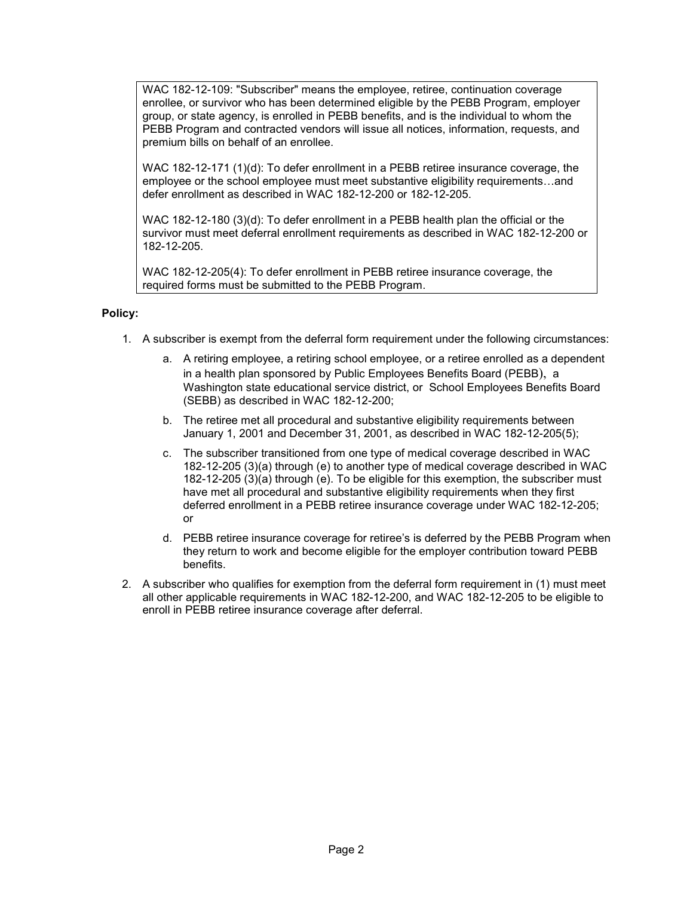WAC 182-12-109: "Subscriber" means the employee, retiree, continuation coverage enrollee, or survivor who has been determined eligible by the PEBB Program, employer group, or state agency, is enrolled in PEBB benefits, and is the individual to whom the PEBB Program and contracted vendors will issue all notices, information, requests, and premium bills on behalf of an enrollee.

WAC 182-12-171 (1)(d): To defer enrollment in a PEBB retiree insurance coverage, the employee or the school employee must meet substantive eligibility requirements…and defer enrollment as described in WAC 182-12-200 or 182-12-205.

WAC 182-12-180 (3)(d): To defer enrollment in a PEBB health plan the official or the survivor must meet deferral enrollment requirements as described in WAC 182-12-200 or 182-12-205.

WAC 182-12-205(4): To defer enrollment in PEBB retiree insurance coverage, the required forms must be submitted to the PEBB Program.

**Policy:**

1. A subscriber is exempt from the deferral form requirement under the following circumstances:
    a. A retiring employee, a retiring school employee, or a retiree enrolled as a dependent in a health plan sponsored by Public Employees Benefits Board (PEBB), a Washington state educational service district, or School Employees Benefits Board (SEBB) as described in WAC 182-12-200;
    b. The retiree met all procedural and substantive eligibility requirements between January 1, 2001 and December 31, 2001, as described in WAC 182-12-205(5);
    c. The subscriber transitioned from one type of medical coverage described in WAC 182-12-205 (3)(a) through (e) to another type of medical coverage described in WAC 182-12-205 (3)(a) through (e). To be eligible for this exemption, the subscriber must have met all procedural and substantive eligibility requirements when they first deferred enrollment in a PEBB retiree insurance coverage under WAC 182-12-205; or
    d. PEBB retiree insurance coverage for retiree's is deferred by the PEBB Program when they return to work and become eligible for the employer contribution toward PEBB benefits.
2. A subscriber who qualifies for exemption from the deferral form requirement in (1) must meet all other applicable requirements in WAC 182-12-200, and WAC 182-12-205 to be eligible to enroll in PEBB retiree insurance coverage after deferral.